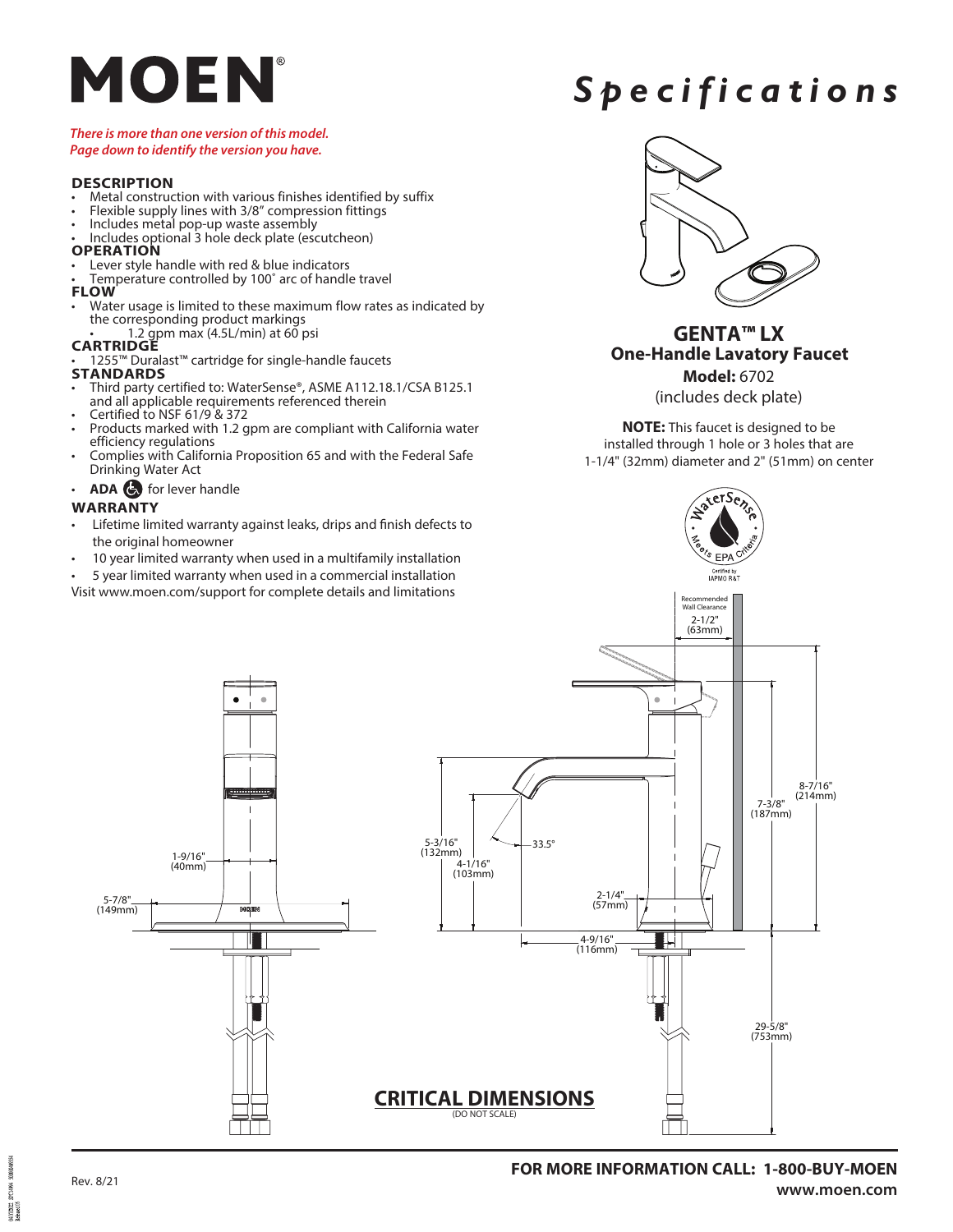# MOEN®

# Specifications

*There is more than one version of this model.*
*Page down to identify the version you have.*

## DESCRIPTION

- Metal construction with various finishes identified by suffix
- Flexible supply lines with 3/8" compression fittings
- Includes metal pop-up waste assembly
- Includes optional 3 hole deck plate (escutcheon)

## OPERATION

- Lever style handle with red & blue indicators
- Temperature controlled by 100˚ arc of handle travel

## FLOW

- Water usage is limited to these maximum flow rates as indicated by the corresponding product markings
  - 1.2 gpm max (4.5L/min) at 60 psi

## CARTRIDGE

- 1255™ Duralast™ cartridge for single-handle faucets

## STANDARDS

- Third party certified to: WaterSense®, ASME A112.18.1/CSA B125.1 and all applicable requirements referenced therein
- Certified to NSF 61/9 & 372
- Products marked with 1.2 gpm are compliant with California water efficiency regulations
- Complies with California Proposition 65 and with the Federal Safe Drinking Water Act
- **ADA** for lever handle

## WARRANTY

- Lifetime limited warranty against leaks, drips and finish defects to the original homeowner
- 10 year limited warranty when used in a multifamily installation
- 5 year limited warranty when used in a commercial installation

Visit www.moen.com/support for complete details and limitations

## GENTA™ LX
## One-Handle Lavatory Faucet

**Model:** 6702
(includes deck plate)

**NOTE:** This faucet is designed to be installed through 1 hole or 3 holes that are 1-1/4" (32mm) diameter and 2" (51mm) on center

WaterSense • Meets EPA Criteria • Certified by IAPMO R&T

Recommended Wall Clearance 2-1/2" (63mm)

8-7/16" (214mm)
7-3/8" (187mm)
5-3/16" (132mm)
4-1/16" (103mm)
33.5°
2-1/4" (57mm)
4-9/16" (116mm)
29-5/8" (753mm)
1-9/16" (40mm)
5-7/8" (149mm)

## CRITICAL DIMENSIONS
(DO NOT SCALE)

Rev. 8/21

**FOR MORE INFORMATION CALL: 1-800-BUY-MOEN**
**www.moen.com**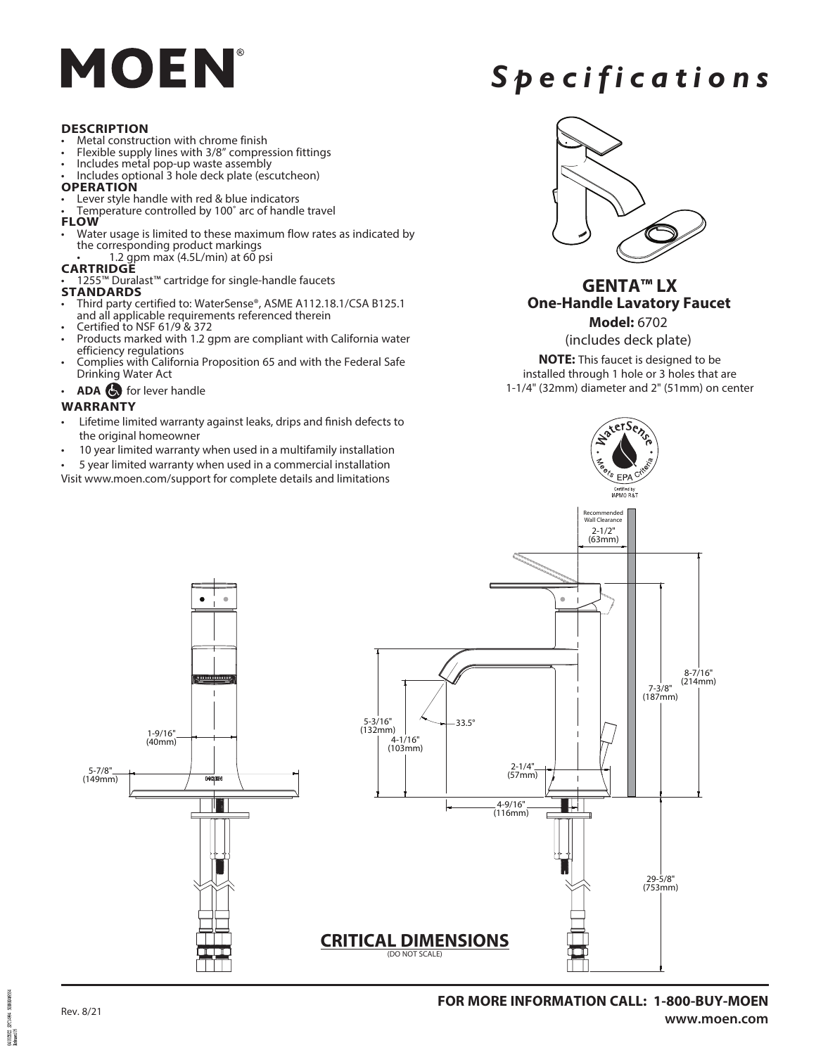# MOEN®

# *Specifications*

### DESCRIPTION
- Metal construction with chrome finish
- Flexible supply lines with 3/8" compression fittings
- Includes metal pop-up waste assembly
- Includes optional 3 hole deck plate (escutcheon)

### OPERATION
- Lever style handle with red & blue indicators
- Temperature controlled by 100˚ arc of handle travel

### FLOW
- Water usage is limited to these maximum flow rates as indicated by the corresponding product markings
  - 1.2 gpm max (4.5L/min) at 60 psi

### CARTRIDGE
- 1255™ Duralast™ cartridge for single-handle faucets

### STANDARDS
- Third party certified to: WaterSense®, ASME A112.18.1/CSA B125.1 and all applicable requirements referenced therein
- Certified to NSF 61/9 & 372
- Products marked with 1.2 gpm are compliant with California water efficiency regulations
- Complies with California Proposition 65 and with the Federal Safe Drinking Water Act
- **ADA** for lever handle

### WARRANTY
- Lifetime limited warranty against leaks, drips and finish defects to the original homeowner
- 10 year limited warranty when used in a multifamily installation
- 5 year limited warranty when used in a commercial installation

Visit www.moen.com/support for complete details and limitations

## GENTA™ LX
### One-Handle Lavatory Faucet

**Model:** 6702

(includes deck plate)

**NOTE:** This faucet is designed to be installed through 1 hole or 3 holes that are 1-1/4" (32mm) diameter and 2" (51mm) on center

WaterSense Meets EPA Criteria

Certified by IAPMO R&T

Recommended Wall Clearance

2-1/2" (63mm)

8-7/16" (214mm)

7-3/8" (187mm)

5-3/16" (132mm)

4-1/16" (103mm)

33.5°

1-9/16" (40mm)

5-7/8" (149mm)

2-1/4" (57mm)

4-9/16" (116mm)

29-5/8" (753mm)

## CRITICAL DIMENSIONS
(DO NOT SCALE)

Rev. 8/21

**FOR MORE INFORMATION CALL: 1-800-BUY-MOEN**

**www.moen.com**